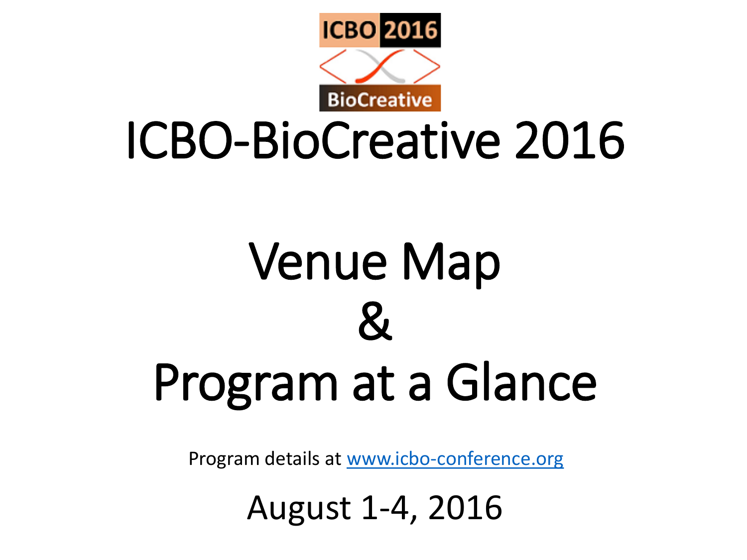ICBO 2016

BioCreative

# ICBO-BioCreative 2016

# Venue Map & Program at a Glance

Program details at www.icbo-conference.org

August 1-4, 2016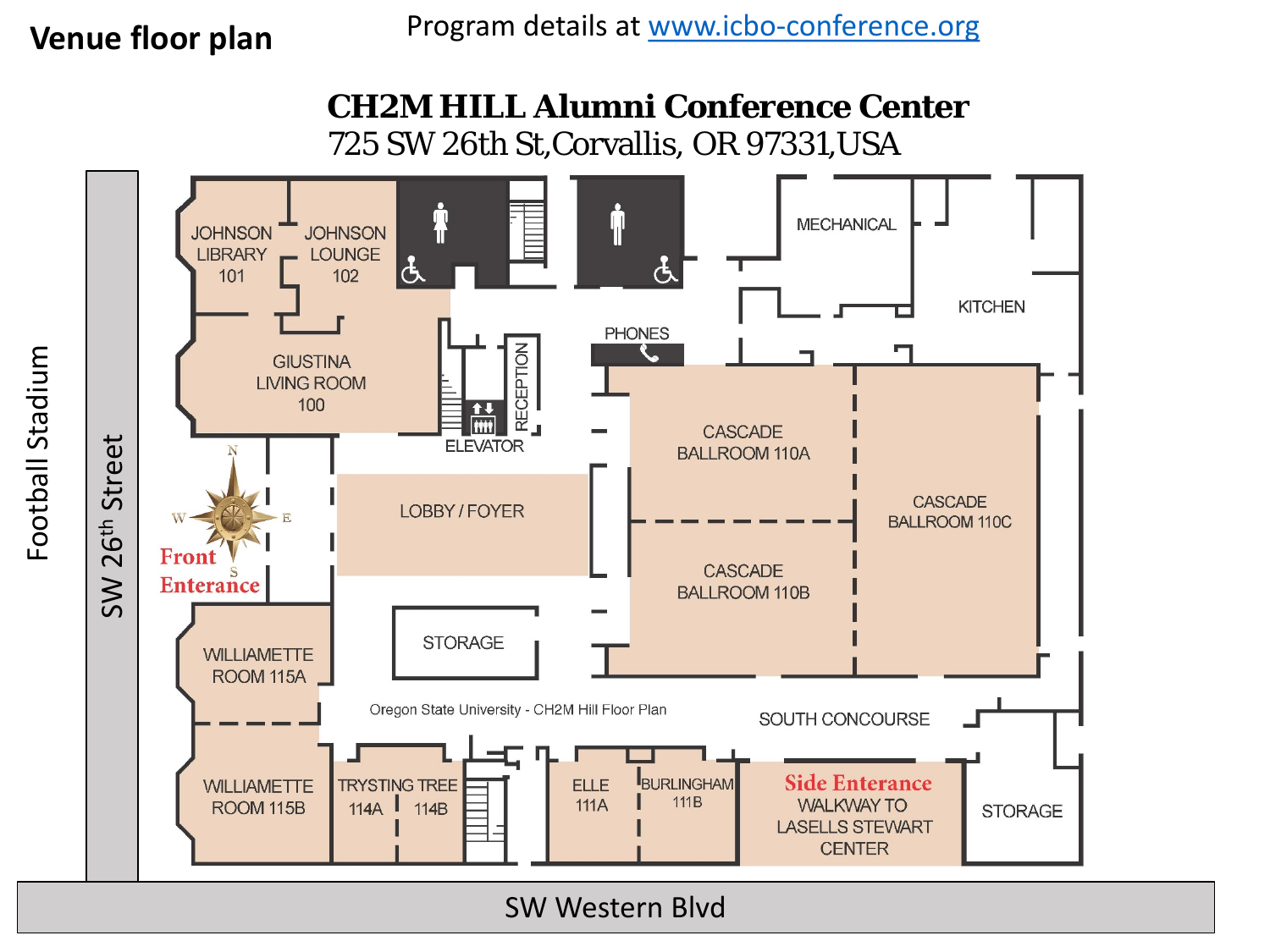# Venue floor plan

Program details at www.icbo-conference.org

**CH2M HILL Alumni Conference Center**

725 SW 26th St, Corvallis, OR 97331, USA

Football Stadium

SW 26th Street

Front Enterance

JOHNSON LIBRARY 101

JOHNSON LOUNGE 102

GIUSTINA LIVING ROOM 100

ELEVATOR

RECEPTION

PHONES

MECHANICAL

KITCHEN

LOBBY / FOYER

CASCADE BALLROOM 110A

CASCADE BALLROOM 110B

CASCADE BALLROOM 110C

STORAGE

WILLIAMETTE ROOM 115A

WILLIAMETTE ROOM 115B

Oregon State University - CH2M Hill Floor Plan

SOUTH CONCOURSE

TRYSTING TREE 114A 114B

ELLE 111A

BURLINGHAM 111B

Side Enterance WALKWAY TO LASELLS STEWART CENTER

STORAGE

SW Western Blvd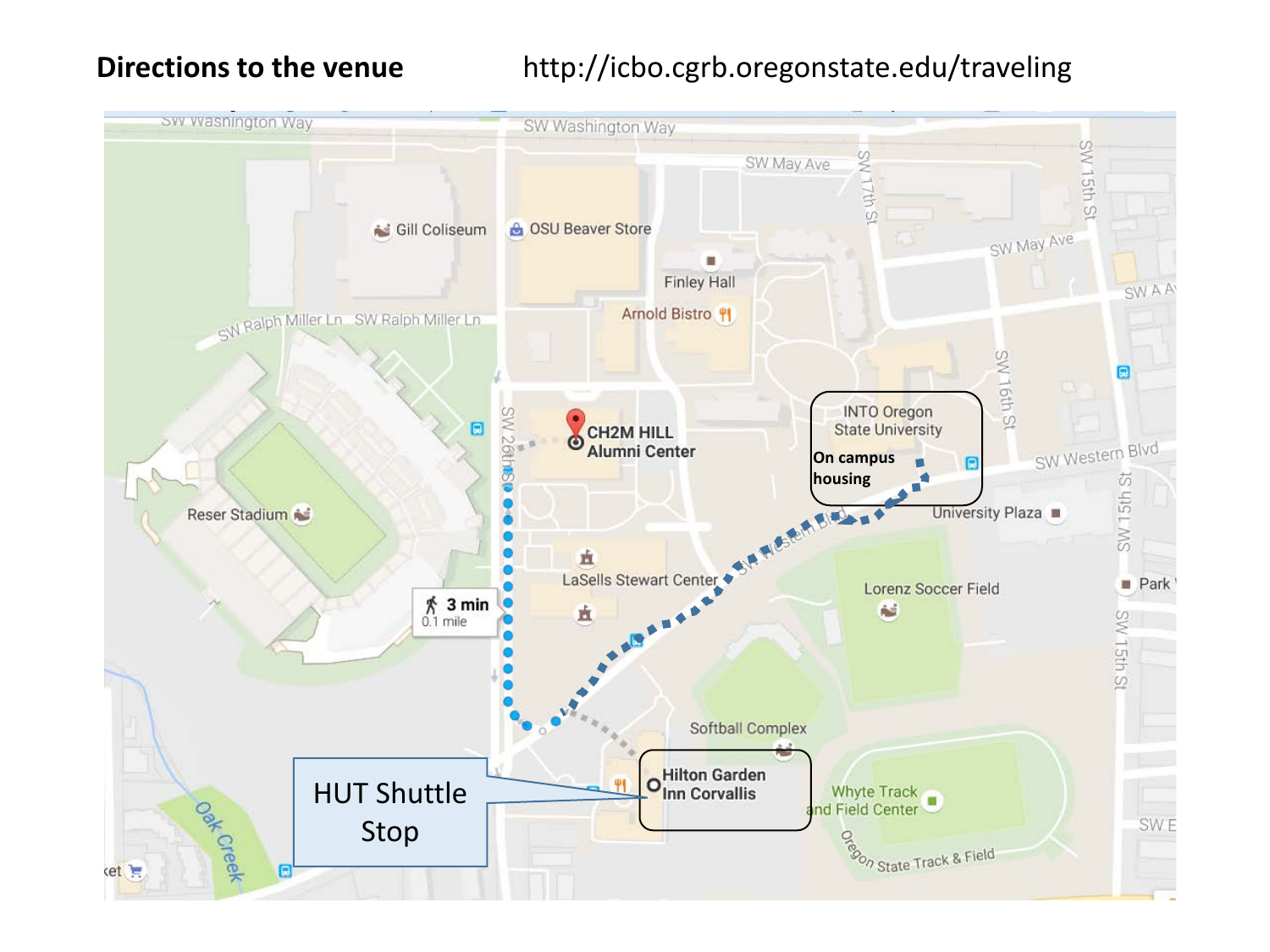**Directions to the venue** http://icbo.cgrb.oregonstate.edu/traveling

SW Washington Way

SW May Ave

SW 17th St

SW 15th St

Gill Coliseum

OSU Beaver Store

Finley Hall

SW May Ave

SW A Av

Arnold Bistro

SW Ralph Miller Ln SW Ralph Miller Ln

SW 16th St

SW 26th St

CH2M HILL Alumni Center

INTO Oregon State University

On campus housing

SW Western Blvd

Reser Stadium

University Plaza

LaSells Stewart Center

SW Western Blvd

Lorenz Soccer Field

Park

3 min
0.1 mile

Softball Complex

HUT Shuttle Stop

Hilton Garden Inn Corvallis

Whyte Track and Field Center

Oregon State Track & Field

Oak Creek

SW 15th St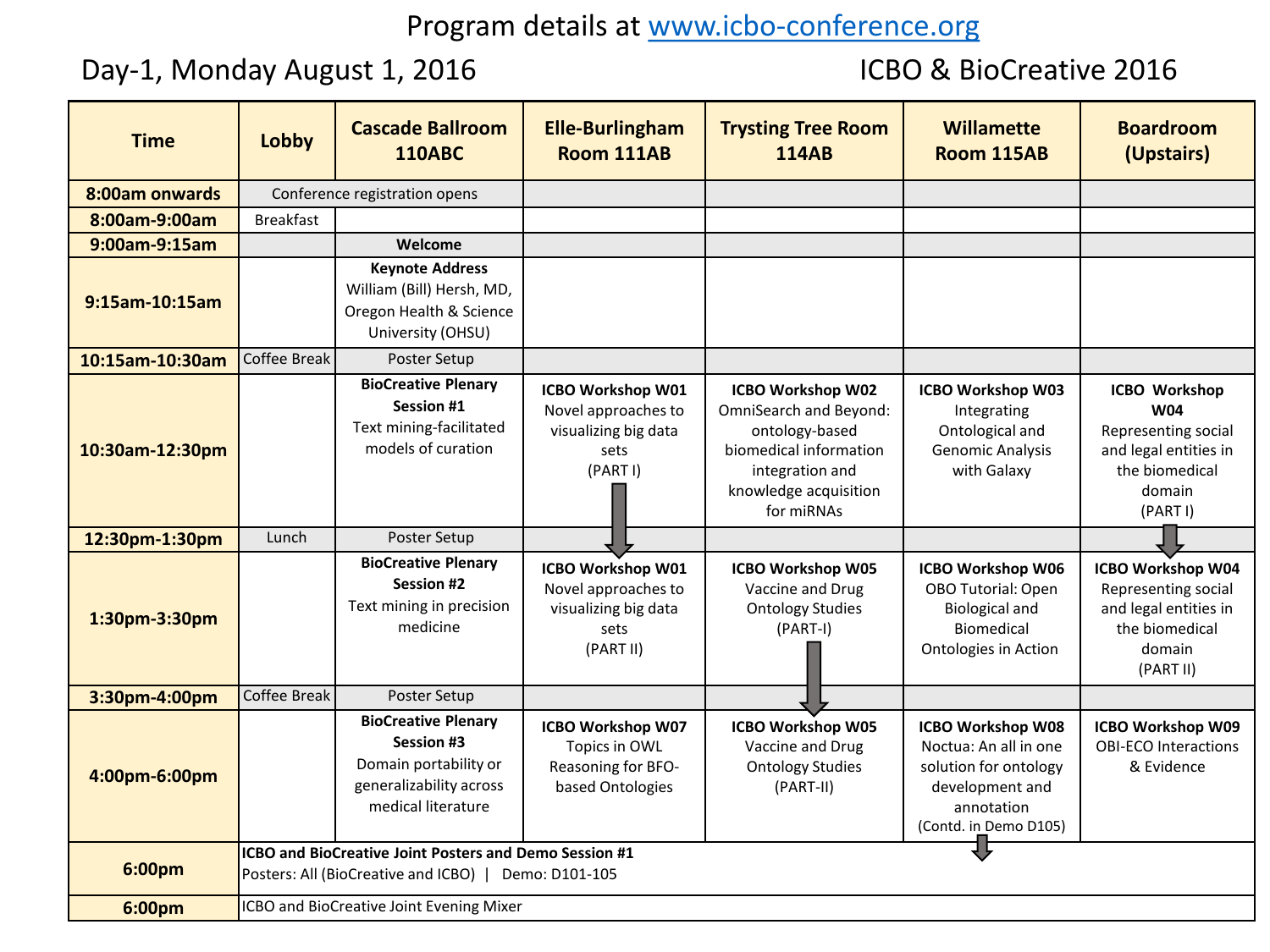Program details at www.icbo-conference.org

## Day-1, Monday August 1, 2016

## ICBO & BioCreative 2016

| Time | Lobby | Cascade Ballroom 110ABC | Elle-Burlingham Room 111AB | Trysting Tree Room 114AB | Willamette Room 115AB | Boardroom (Upstairs) |
|---|---|---|---|---|---|---|
| 8:00am onwards | Conference registration opens | | | | | |
| 8:00am-9:00am | Breakfast | | | | | |
| 9:00am-9:15am | | **Welcome** | | | | |
| 9:15am-10:15am | | **Keynote Address** William (Bill) Hersh, MD, Oregon Health & Science University (OHSU) | | | | |
| 10:15am-10:30am | Coffee Break | Poster Setup | | | | |
| 10:30am-12:30pm | | **BioCreative Plenary Session #1** Text mining-facilitated models of curation | **ICBO Workshop W01** Novel approaches to visualizing big data sets (PART I) | **ICBO Workshop W02** OmniSearch and Beyond: ontology-based biomedical information integration and knowledge acquisition for miRNAs | **ICBO Workshop W03** Integrating Ontological and Genomic Analysis with Galaxy | **ICBO Workshop W04** Representing social and legal entities in the biomedical domain (PART I) |
| 12:30pm-1:30pm | Lunch | Poster Setup | | | | |
| 1:30pm-3:30pm | | **BioCreative Plenary Session #2** Text mining in precision medicine | **ICBO Workshop W01** Novel approaches to visualizing big data sets (PART II) | **ICBO Workshop W05** Vaccine and Drug Ontology Studies (PART-I) | **ICBO Workshop W06** OBO Tutorial: Open Biological and Biomedical Ontologies in Action | **ICBO Workshop W04** Representing social and legal entities in the biomedical domain (PART II) |
| 3:30pm-4:00pm | Coffee Break | Poster Setup | | | | |
| 4:00pm-6:00pm | | **BioCreative Plenary Session #3** Domain portability or generalizability across medical literature | **ICBO Workshop W07** Topics in OWL Reasoning for BFO-based Ontologies | **ICBO Workshop W05** Vaccine and Drug Ontology Studies (PART-II) | **ICBO Workshop W08** Noctua: An all in one solution for ontology development and annotation (Contd. in Demo D105) | **ICBO Workshop W09** OBI-ECO Interactions & Evidence |
| 6:00pm | **ICBO and BioCreative Joint Posters and Demo Session #1** Posters: All (BioCreative and ICBO) \| Demo: D101-105 | | | | | |
| 6:00pm | ICBO and BioCreative Joint Evening Mixer | | | | | |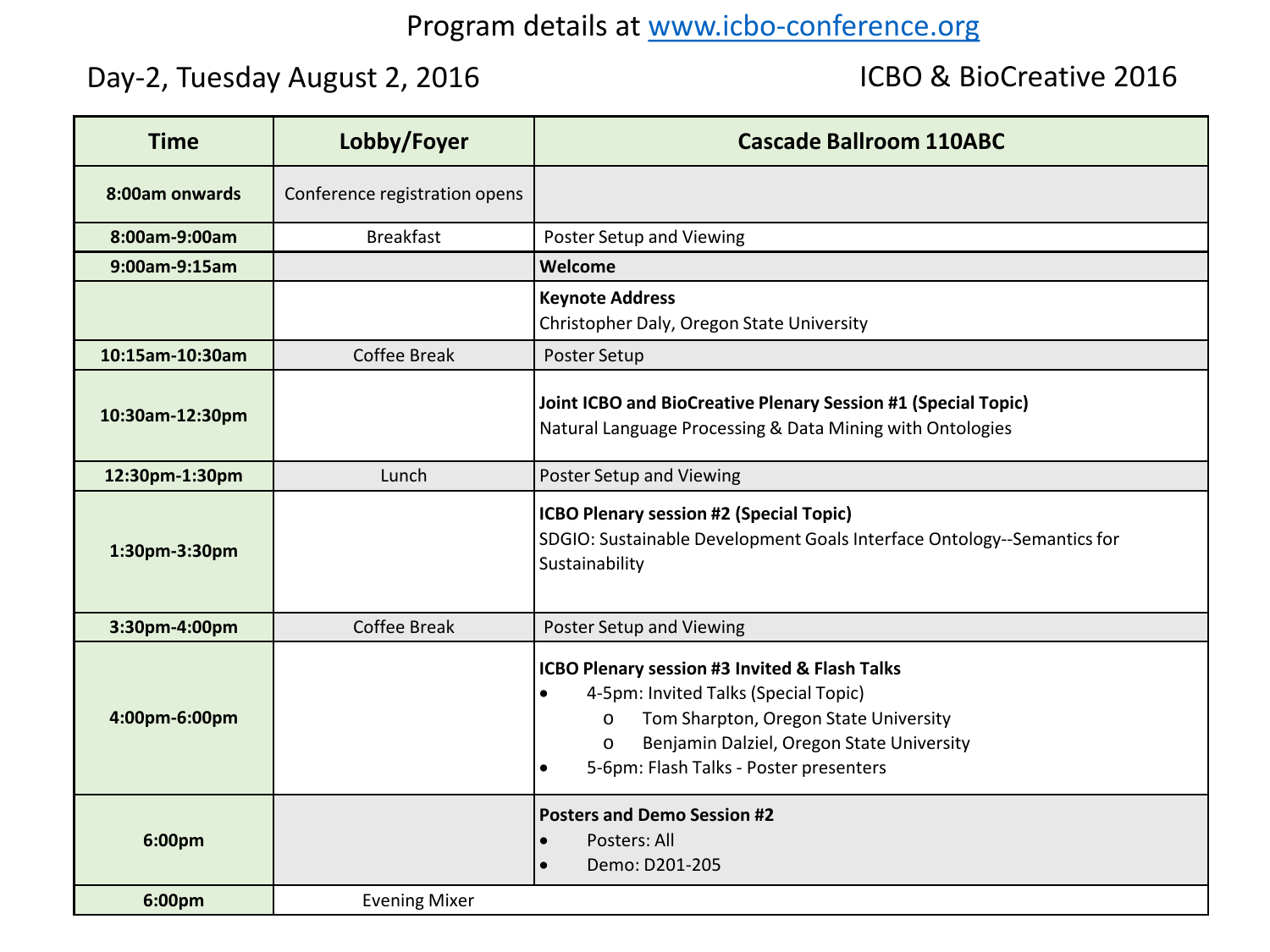Program details at www.icbo-conference.org

Day-2, Tuesday August 2, 2016 — ICBO & BioCreative 2016

| Time | Lobby/Foyer | Cascade Ballroom 110ABC |
|---|---|---|
| **8:00am onwards** | Conference registration opens | |
| **8:00am-9:00am** | Breakfast | Poster Setup and Viewing |
| **9:00am-9:15am** | | **Welcome** |
| | | **Keynote Address**<br>Christopher Daly, Oregon State University |
| **10:15am-10:30am** | Coffee Break | Poster Setup |
| **10:30am-12:30pm** | | **Joint ICBO and BioCreative Plenary Session #1 (Special Topic)**<br>Natural Language Processing & Data Mining with Ontologies |
| **12:30pm-1:30pm** | Lunch | Poster Setup and Viewing |
| **1:30pm-3:30pm** | | **ICBO Plenary session #2 (Special Topic)**<br>SDGIO: Sustainable Development Goals Interface Ontology--Semantics for Sustainability |
| **3:30pm-4:00pm** | Coffee Break | Poster Setup and Viewing |
| **4:00pm-6:00pm** | | **ICBO Plenary session #3 Invited & Flash Talks**<br>• 4-5pm: Invited Talks (Special Topic)<br>  o Tom Sharpton, Oregon State University<br>  o Benjamin Dalziel, Oregon State University<br>• 5-6pm: Flash Talks - Poster presenters |
| **6:00pm** | | **Posters and Demo Session #2**<br>• Posters: All<br>• Demo: D201-205 |
| **6:00pm** | Evening Mixer | |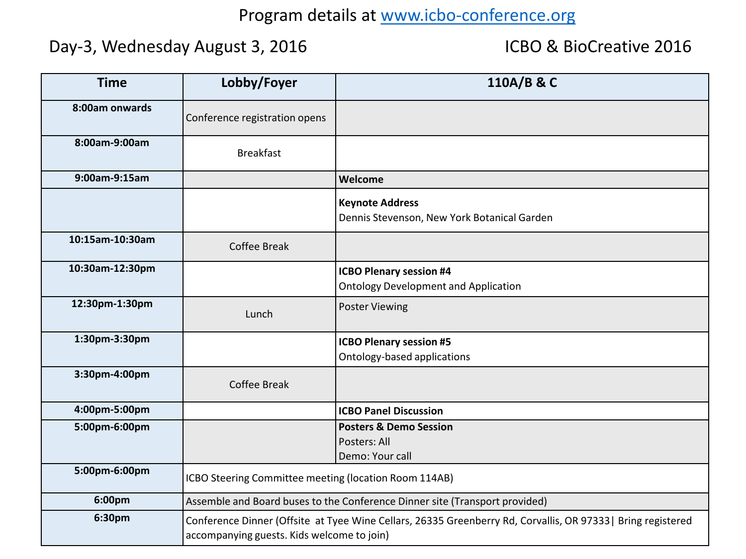Program details at www.icbo-conference.org

Day-3, Wednesday August 3, 2016

ICBO & BioCreative 2016

| Time | Lobby/Foyer | 110A/B & C |
|---|---|---|
| **8:00am onwards** | Conference registration opens | |
| **8:00am-9:00am** | Breakfast | |
| **9:00am-9:15am** | | **Welcome** |
| | | **Keynote Address**<br>Dennis Stevenson, New York Botanical Garden |
| **10:15am-10:30am** | Coffee Break | |
| **10:30am-12:30pm** | | **ICBO Plenary session #4**<br>Ontology Development and Application |
| **12:30pm-1:30pm** | Lunch | Poster Viewing |
| **1:30pm-3:30pm** | | **ICBO Plenary session #5**<br>Ontology-based applications |
| **3:30pm-4:00pm** | Coffee Break | |
| **4:00pm-5:00pm** | | **ICBO Panel Discussion** |
| **5:00pm-6:00pm** | | **Posters & Demo Session**<br>Posters: All<br>Demo: Your call |
| **5:00pm-6:00pm** | ICBO Steering Committee meeting (location Room 114AB) | |
| **6:00pm** | Assemble and Board buses to the Conference Dinner site (Transport provided) | |
| **6:30pm** | Conference Dinner (Offsite at Tyee Wine Cellars, 26335 Greenberry Rd, Corvallis, OR 97333\| Bring registered accompanying guests. Kids welcome to join) | |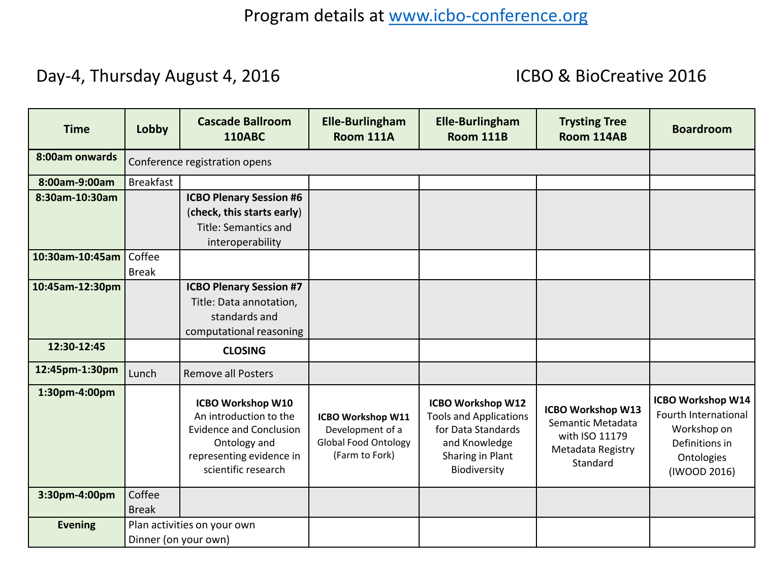Program details at www.icbo-conference.org

Day-4, Thursday August 4, 2016 ICBO & BioCreative 2016

| Time | Lobby | Cascade Ballroom 110ABC | Elle-Burlingham Room 111A | Elle-Burlingham Room 111B | Trysting Tree Room 114AB | Boardroom |
|---|---|---|---|---|---|---|
| **8:00am onwards** | Conference registration opens | | | | | |
| **8:00am-9:00am** | Breakfast | | | | | |
| **8:30am-10:30am** | | **ICBO Plenary Session #6** (**check, this starts early**) Title: Semantics and interoperability | | | | |
| **10:30am-10:45am** | Coffee Break | | | | | |
| **10:45am-12:30pm** | | **ICBO Plenary Session #7** Title: Data annotation, standards and computational reasoning | | | | |
| **12:30-12:45** | | **CLOSING** | | | | |
| **12:45pm-1:30pm** | Lunch | Remove all Posters | | | | |
| **1:30pm-4:00pm** | | **ICBO Workshop W10** An introduction to the Evidence and Conclusion Ontology and representing evidence in scientific research | **ICBO Workshop W11** Development of a Global Food Ontology (Farm to Fork) | **ICBO Workshop W12** Tools and Applications for Data Standards and Knowledge Sharing in Plant Biodiversity | **ICBO Workshop W13** Semantic Metadata with ISO 11179 Metadata Registry Standard | **ICBO Workshop W14** Fourth International Workshop on Definitions in Ontologies (IWOOD 2016) |
| **3:30pm-4:00pm** | Coffee Break | | | | | |
| **Evening** | Plan activities on your own Dinner (on your own) | | | | | |